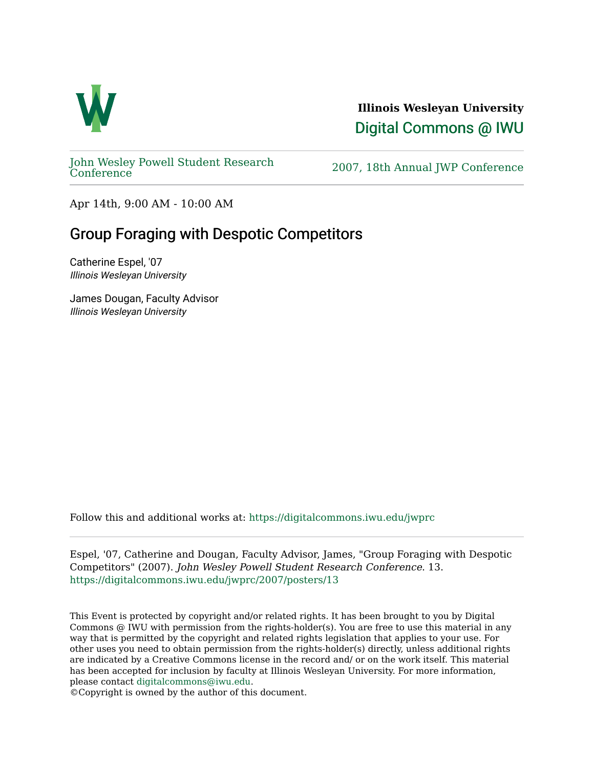**Illinois Wesleyan University**

Digital Commons @ IWU

John Wesley Powell Student Research Conference

2007, 18th Annual JWP Conference

Apr 14th, 9:00 AM - 10:00 AM

# Group Foraging with Despotic Competitors

Catherine Espel, '07
*Illinois Wesleyan University*

James Dougan, Faculty Advisor
*Illinois Wesleyan University*

Follow this and additional works at: https://digitalcommons.iwu.edu/jwprc

Espel, '07, Catherine and Dougan, Faculty Advisor, James, "Group Foraging with Despotic Competitors" (2007). *John Wesley Powell Student Research Conference*. 13.
https://digitalcommons.iwu.edu/jwprc/2007/posters/13

This Event is protected by copyright and/or related rights. It has been brought to you by Digital Commons @ IWU with permission from the rights-holder(s). You are free to use this material in any way that is permitted by the copyright and related rights legislation that applies to your use. For other uses you need to obtain permission from the rights-holder(s) directly, unless additional rights are indicated by a Creative Commons license in the record and/ or on the work itself. This material has been accepted for inclusion by faculty at Illinois Wesleyan University. For more information, please contact digitalcommons@iwu.edu.
©Copyright is owned by the author of this document.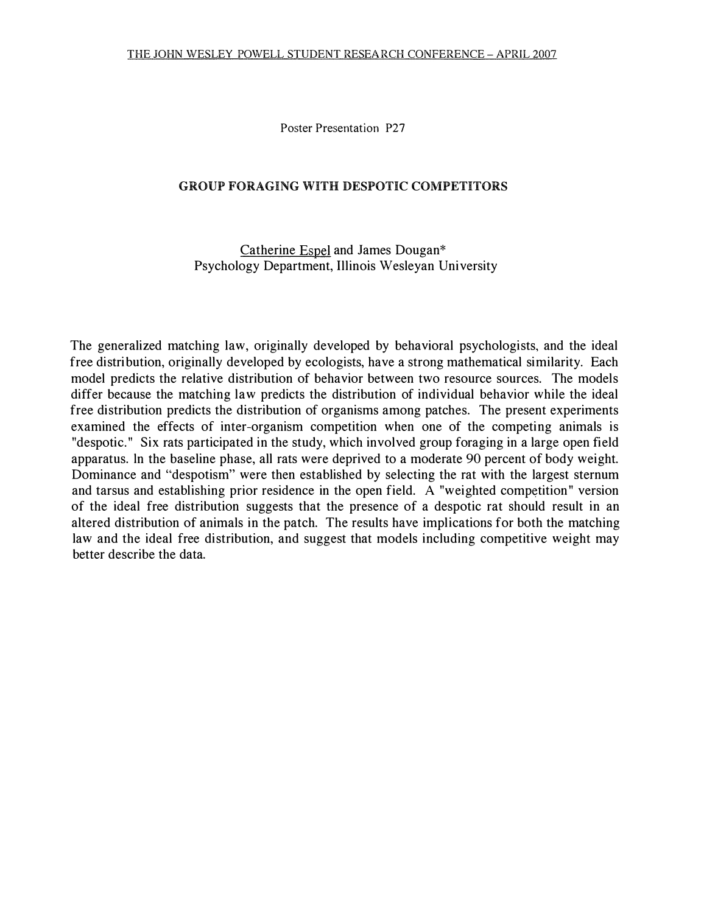Poster Presentation P27

## GROUP FORAGING WITH DESPOTIC COMPETITORS

Catherine Espel and James Dougan*
Psychology Department, Illinois Wesleyan University

The generalized matching law, originally developed by behavioral psychologists, and the ideal free distribution, originally developed by ecologists, have a strong mathematical similarity. Each model predicts the relative distribution of behavior between two resource sources. The models differ because the matching law predicts the distribution of individual behavior while the ideal free distribution predicts the distribution of organisms among patches. The present experiments examined the effects of inter-organism competition when one of the competing animals is "despotic." Six rats participated in the study, which involved group foraging in a large open field apparatus. In the baseline phase, all rats were deprived to a moderate 90 percent of body weight. Dominance and "despotism" were then established by selecting the rat with the largest sternum and tarsus and establishing prior residence in the open field. A "weighted competition" version of the ideal free distribution suggests that the presence of a despotic rat should result in an altered distribution of animals in the patch. The results have implications for both the matching law and the ideal free distribution, and suggest that models including competitive weight may better describe the data.